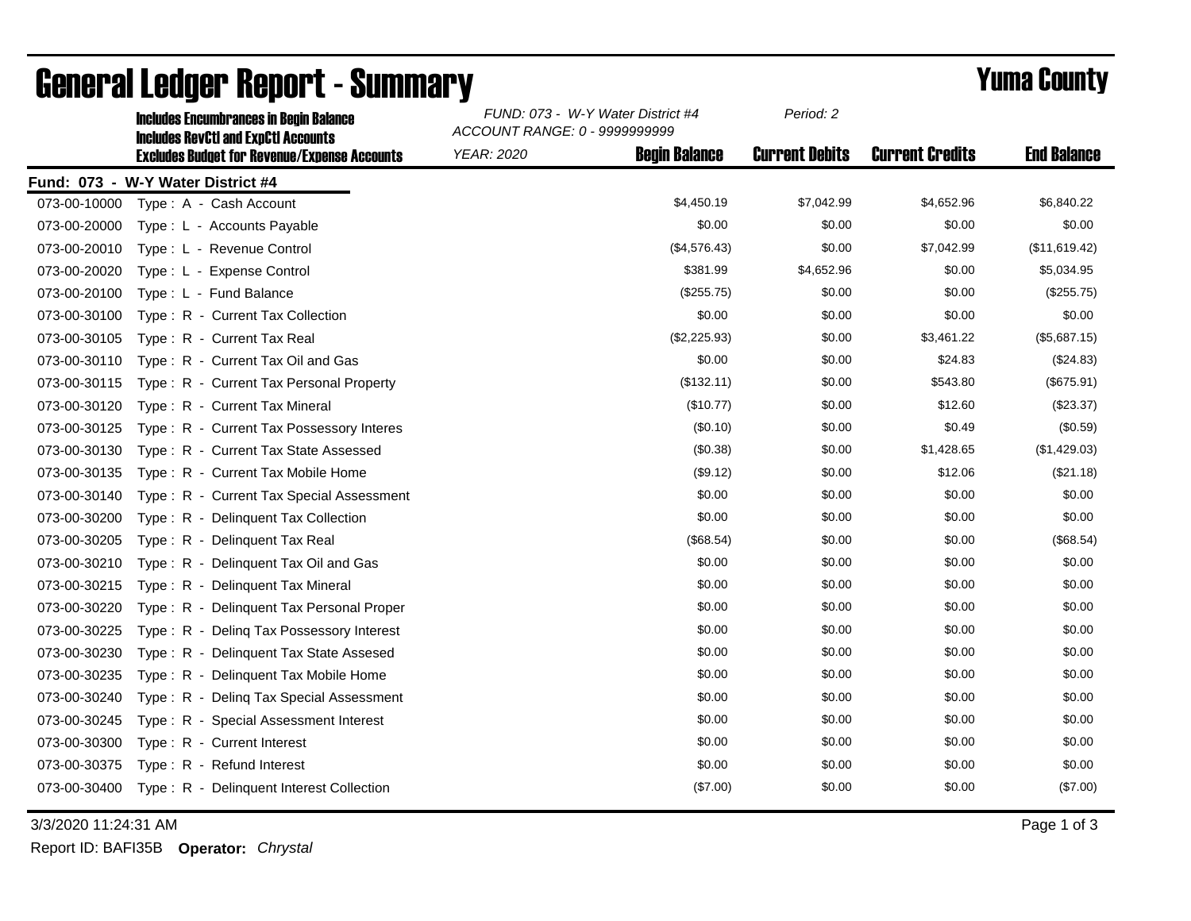# General Ledger Report - Summary

## Yuma County

**Includes Encumbrances in Begin Balance**
**Includes RevCtl and ExpCtl Accounts**
**Excludes Budget for Revenue/Expense Accounts**

*FUND: 073 - W-Y Water District #4*
*ACCOUNT RANGE: 0 - 9999999999*
*YEAR: 2020*
*Period: 2*

**Fund: 073 - W-Y Water District #4**

| Account | Description | Begin Balance | Current Debits | Current Credits | End Balance |
|---|---|---|---|---|---|
| 073-00-10000 | Type : A - Cash Account | $4,450.19 | $7,042.99 | $4,652.96 | $6,840.22 |
| 073-00-20000 | Type : L - Accounts Payable | $0.00 | $0.00 | $0.00 | $0.00 |
| 073-00-20010 | Type : L - Revenue Control | ($4,576.43) | $0.00 | $7,042.99 | ($11,619.42) |
| 073-00-20020 | Type : L - Expense Control | $381.99 | $4,652.96 | $0.00 | $5,034.95 |
| 073-00-20100 | Type : L - Fund Balance | ($255.75) | $0.00 | $0.00 | ($255.75) |
| 073-00-30100 | Type : R - Current Tax Collection | $0.00 | $0.00 | $0.00 | $0.00 |
| 073-00-30105 | Type : R - Current Tax Real | ($2,225.93) | $0.00 | $3,461.22 | ($5,687.15) |
| 073-00-30110 | Type : R - Current Tax Oil and Gas | $0.00 | $0.00 | $24.83 | ($24.83) |
| 073-00-30115 | Type : R - Current Tax Personal Property | ($132.11) | $0.00 | $543.80 | ($675.91) |
| 073-00-30120 | Type : R - Current Tax Mineral | ($10.77) | $0.00 | $12.60 | ($23.37) |
| 073-00-30125 | Type : R - Current Tax Possessory Interes | ($0.10) | $0.00 | $0.49 | ($0.59) |
| 073-00-30130 | Type : R - Current Tax State Assessed | ($0.38) | $0.00 | $1,428.65 | ($1,429.03) |
| 073-00-30135 | Type : R - Current Tax Mobile Home | ($9.12) | $0.00 | $12.06 | ($21.18) |
| 073-00-30140 | Type : R - Current Tax Special Assessment | $0.00 | $0.00 | $0.00 | $0.00 |
| 073-00-30200 | Type : R - Delinquent Tax Collection | $0.00 | $0.00 | $0.00 | $0.00 |
| 073-00-30205 | Type : R - Delinquent Tax Real | ($68.54) | $0.00 | $0.00 | ($68.54) |
| 073-00-30210 | Type : R - Delinquent Tax Oil and Gas | $0.00 | $0.00 | $0.00 | $0.00 |
| 073-00-30215 | Type : R - Delinquent Tax Mineral | $0.00 | $0.00 | $0.00 | $0.00 |
| 073-00-30220 | Type : R - Delinquent Tax Personal Proper | $0.00 | $0.00 | $0.00 | $0.00 |
| 073-00-30225 | Type : R - Delinq Tax Possessory Interest | $0.00 | $0.00 | $0.00 | $0.00 |
| 073-00-30230 | Type : R - Delinquent Tax State Assesed | $0.00 | $0.00 | $0.00 | $0.00 |
| 073-00-30235 | Type : R - Delinquent Tax Mobile Home | $0.00 | $0.00 | $0.00 | $0.00 |
| 073-00-30240 | Type : R - Delinq Tax Special Assessment | $0.00 | $0.00 | $0.00 | $0.00 |
| 073-00-30245 | Type : R - Special Assessment Interest | $0.00 | $0.00 | $0.00 | $0.00 |
| 073-00-30300 | Type : R - Current Interest | $0.00 | $0.00 | $0.00 | $0.00 |
| 073-00-30375 | Type : R - Refund Interest | $0.00 | $0.00 | $0.00 | $0.00 |
| 073-00-30400 | Type : R - Delinquent Interest Collection | ($7.00) | $0.00 | $0.00 | ($7.00) |

3/3/2020 11:24:31 AM

Report ID: BAFI35B **Operator:** *Chrystal*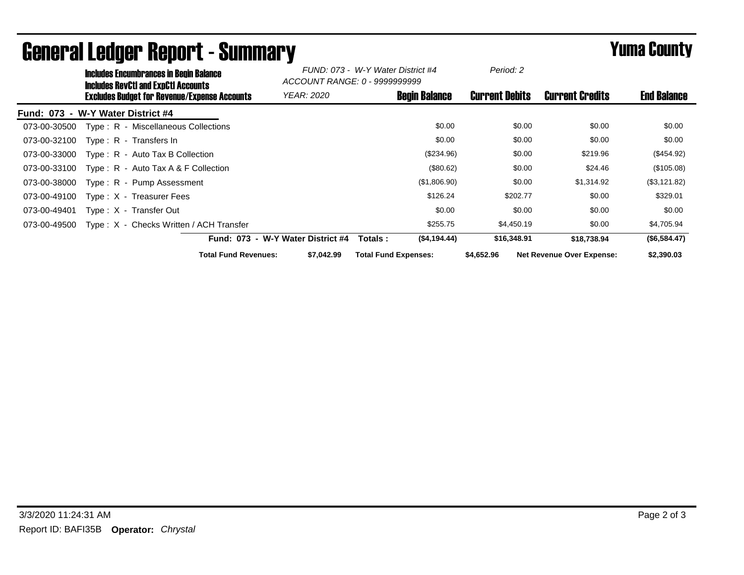# General Ledger Report - Summary

**Yuma County**

**Includes Encumbrances in Begin Balance**
**Includes RevCtl and ExpCtl Accounts**
**Excludes Budget for Revenue/Expense Accounts**

*FUND: 073 - W-Y Water District #4*
*ACCOUNT RANGE: 0 - 9999999999*
*YEAR: 2020*
*Period: 2*

**Fund: 073 - W-Y Water District #4**

| Account | Description | Begin Balance | Current Debits | Current Credits | End Balance |
|---|---|---|---|---|---|
| 073-00-30500 | Type : R - Miscellaneous Collections | $0.00 | $0.00 | $0.00 | $0.00 |
| 073-00-32100 | Type : R - Transfers In | $0.00 | $0.00 | $0.00 | $0.00 |
| 073-00-33000 | Type : R - Auto Tax B Collection | ($234.96) | $0.00 | $219.96 | ($454.92) |
| 073-00-33100 | Type : R - Auto Tax A & F Collection | ($80.62) | $0.00 | $24.46 | ($105.08) |
| 073-00-38000 | Type : R - Pump Assessment | ($1,806.90) | $0.00 | $1,314.92 | ($3,121.82) |
| 073-00-49100 | Type : X - Treasurer Fees | $126.24 | $202.77 | $0.00 | $329.01 |
| 073-00-49401 | Type : X - Transfer Out | $0.00 | $0.00 | $0.00 | $0.00 |
| 073-00-49500 | Type : X - Checks Written / ACH Transfer | $255.75 | $4,450.19 | $0.00 | $4,705.94 |
| | **Fund: 073 - W-Y Water District #4 Totals :** | **($4,194.44)** | **$16,348.91** | **$18,738.94** | **($6,584.47)** |

**Total Fund Revenues:** **$7,042.99** **Total Fund Expenses:** **$4,652.96** **Net Revenue Over Expense:** **$2,390.03**

3/3/2020 11:24:31 AM

Report ID: BAFI35B **Operator:** *Chrystal*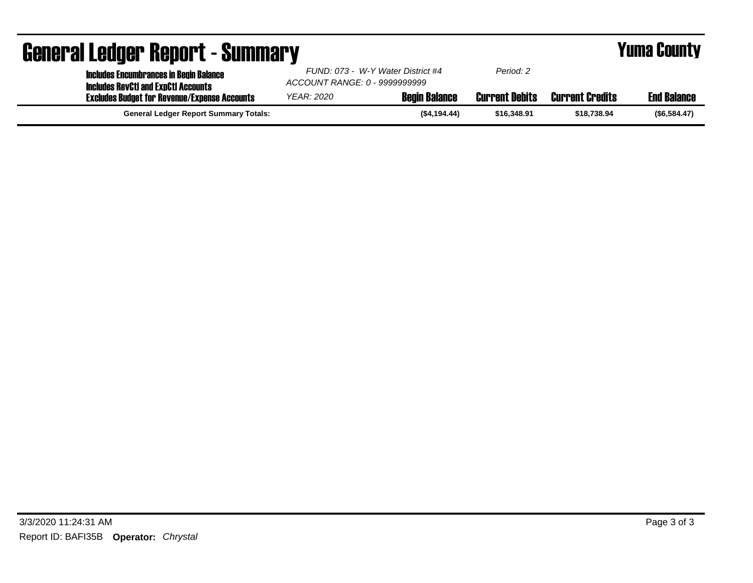# General Ledger Report - Summary

**Yuma County**

**Includes Encumbrances in Begin Balance**
**Includes RevCtl and ExpCtl Accounts**
**Excludes Budget for Revenue/Expense Accounts**

*FUND: 073 - W-Y Water District #4*
*ACCOUNT RANGE: 0 - 9999999999*
*YEAR: 2020*

*Period: 2*

| | Begin Balance | Current Debits | Current Credits | End Balance |
|---|---|---|---|---|
| **General Ledger Report Summary Totals:** | **($4,194.44)** | **$16,348.91** | **$18,738.94** | **($6,584.47)** |

3/3/2020 11:24:31 AM

Report ID: BAFI35B **Operator:** *Chrystal*